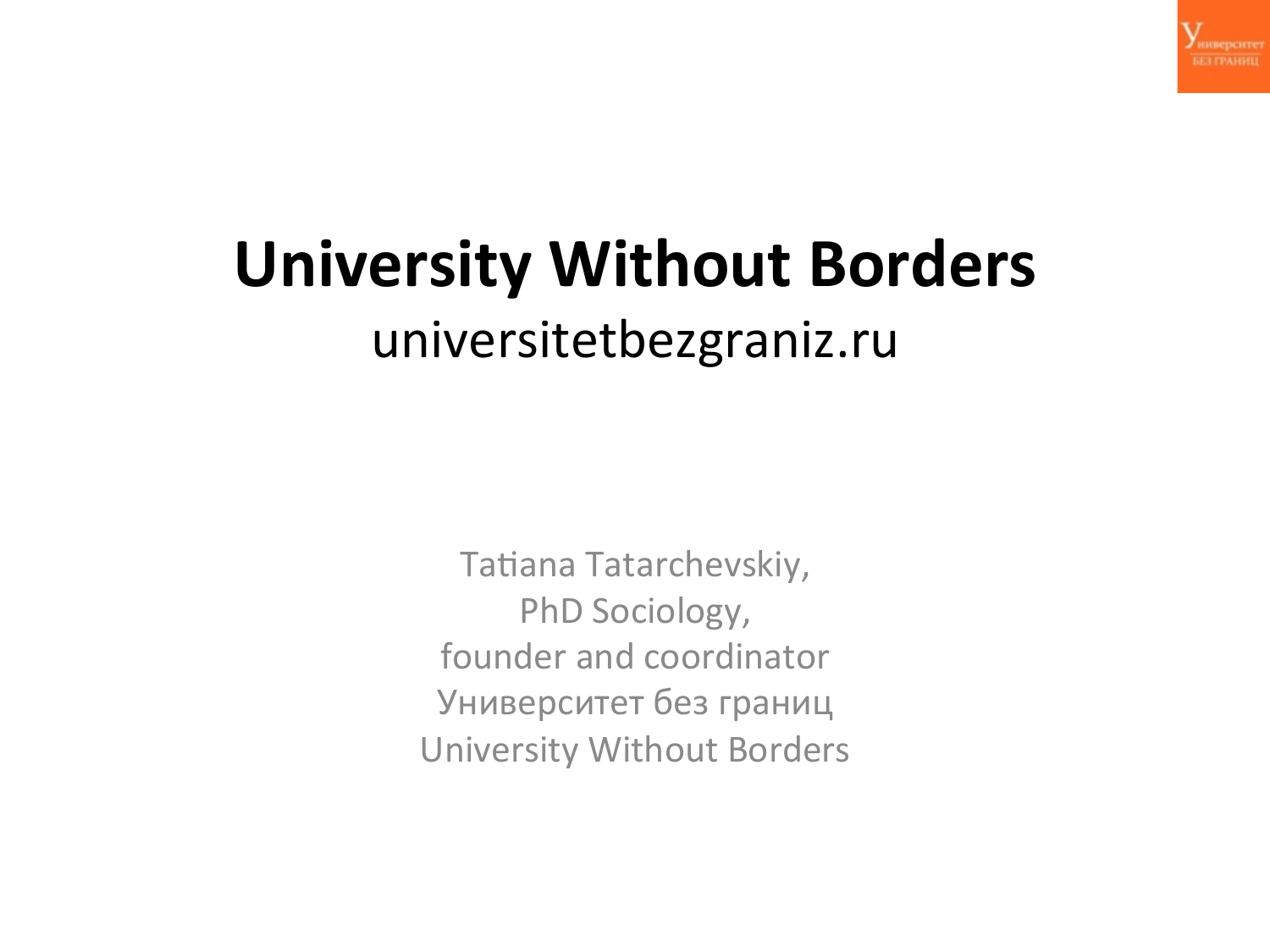# University Without Borders

universitetbezgraniz.ru

Tatiana Tatarchevskiy,
PhD Sociology,
founder and coordinator
Университет без границ
University Without Borders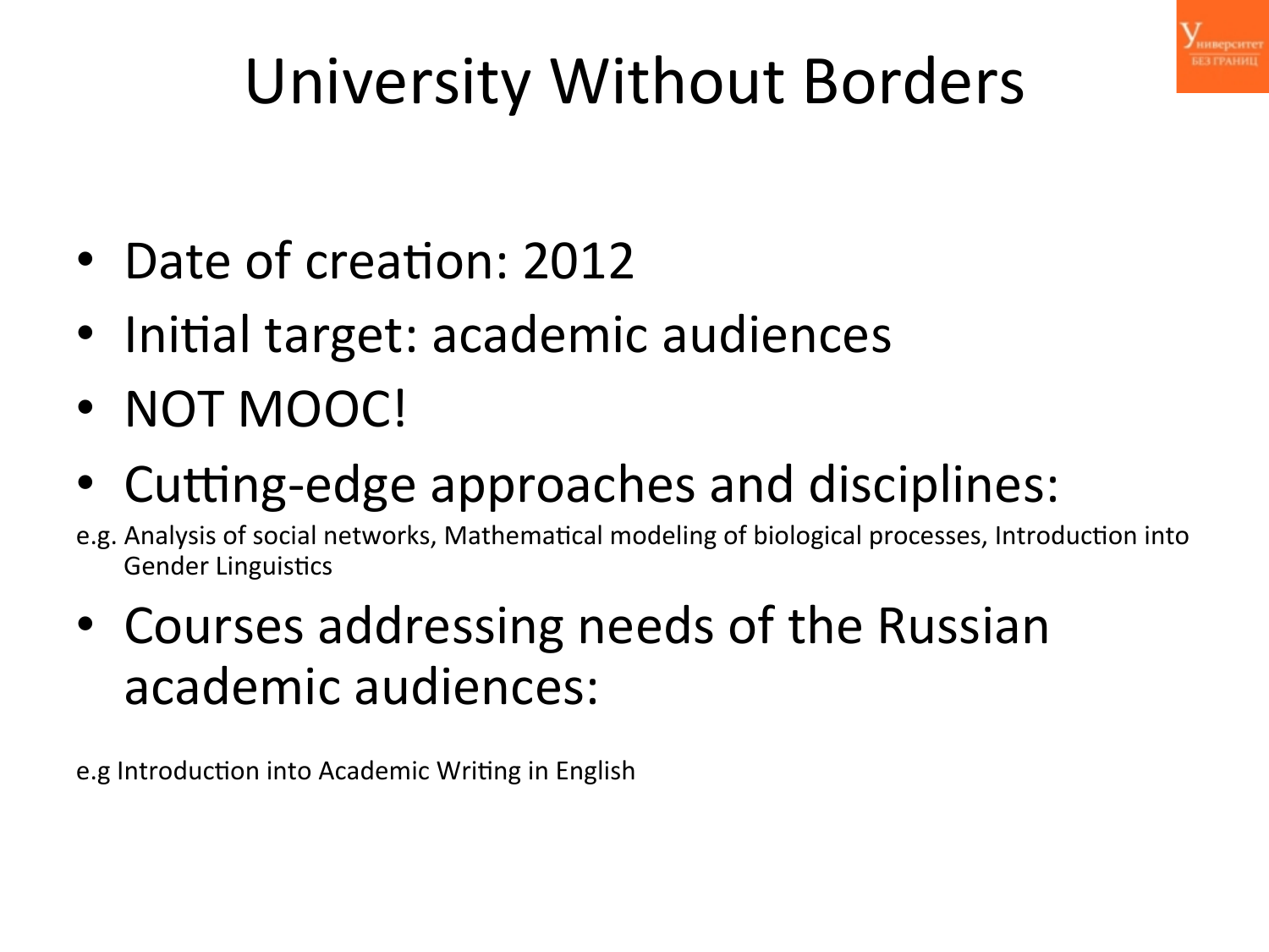# University Without Borders

- Date of creation: 2012
- Initial target: academic audiences
- NOT MOOC!
- Cutting-edge approaches and disciplines:

e.g. Analysis of social networks, Mathematical modeling of biological processes, Introduction into Gender Linguistics

- Courses addressing needs of the Russian academic audiences:

e.g Introduction into Academic Writing in English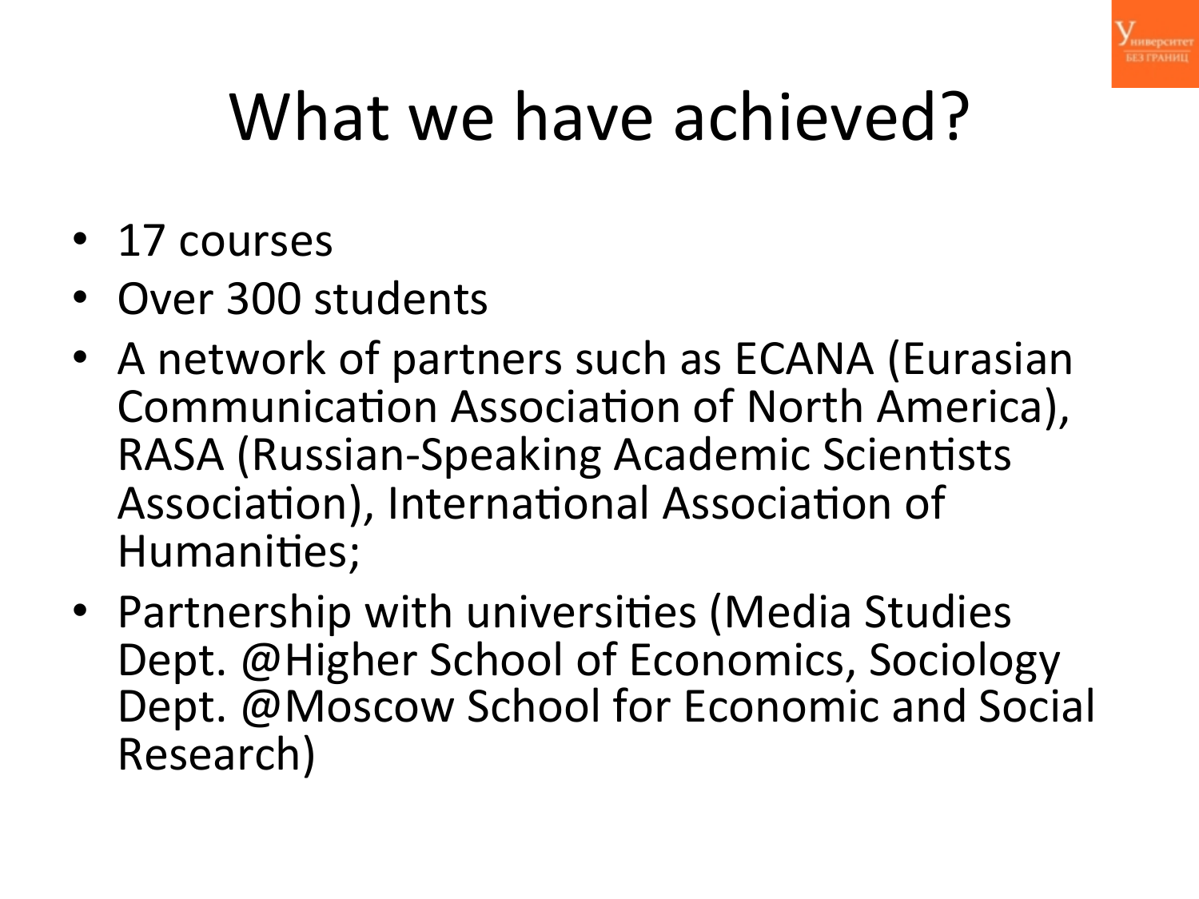# What we have achieved?

- 17 courses
- Over 300 students
- A network of partners such as ECANA (Eurasian Communication Association of North America), RASA (Russian-Speaking Academic Scientists Association), International Association of Humanities;
- Partnership with universities (Media Studies Dept. @Higher School of Economics, Sociology Dept. @Moscow School for Economic and Social Research)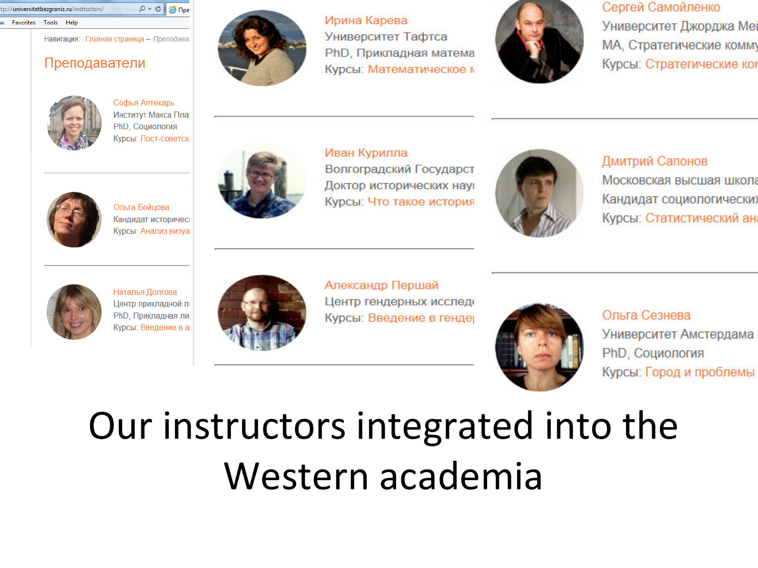Навигация: Главная страница ~ Преподава

# Преподаватели

Софья Аптекарь
Институт Макса Пла
PhD, Социология
Курсы: Пост-советск

Ольга Бойцова
Кандидат историчес
Курсы: Анализ визуа

Наталья Долгова
Центр прикладной ли
PhD, Прикладная ли
Курсы: Введение в а

Ирина Карева
Университет Тафтса
PhD, Прикладная матема
Курсы: Математическое м

Иван Курилла
Волгоградский Государст
Доктор исторических нау
Курсы: Что такое история

Александр Першай
Центр гендерных исследо
Курсы: Введение в генде

Сергей Самойленко
Университет Джорджа Ме
MA, Стратегические комму
Курсы: Стратегические ком

Дмитрий Сапонов
Московская высшая школа
Кандидат социологически
Курсы: Статистический ан

Ольга Сезнева
Университет Амстердама
PhD, Социология
Курсы: Город и проблемы

Our instructors integrated into the Western academia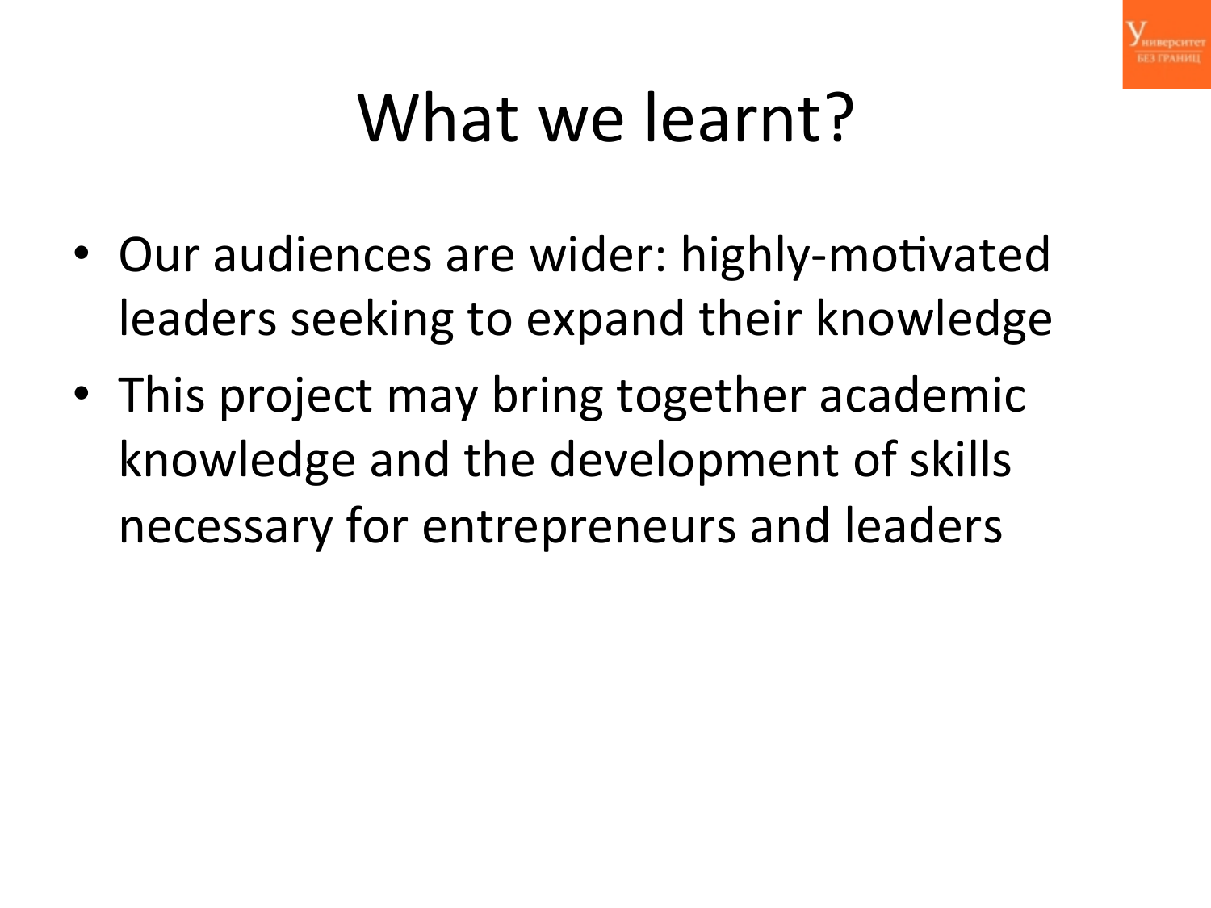# What we learnt?

- Our audiences are wider: highly-motivated leaders seeking to expand their knowledge
- This project may bring together academic knowledge and the development of skills necessary for entrepreneurs and leaders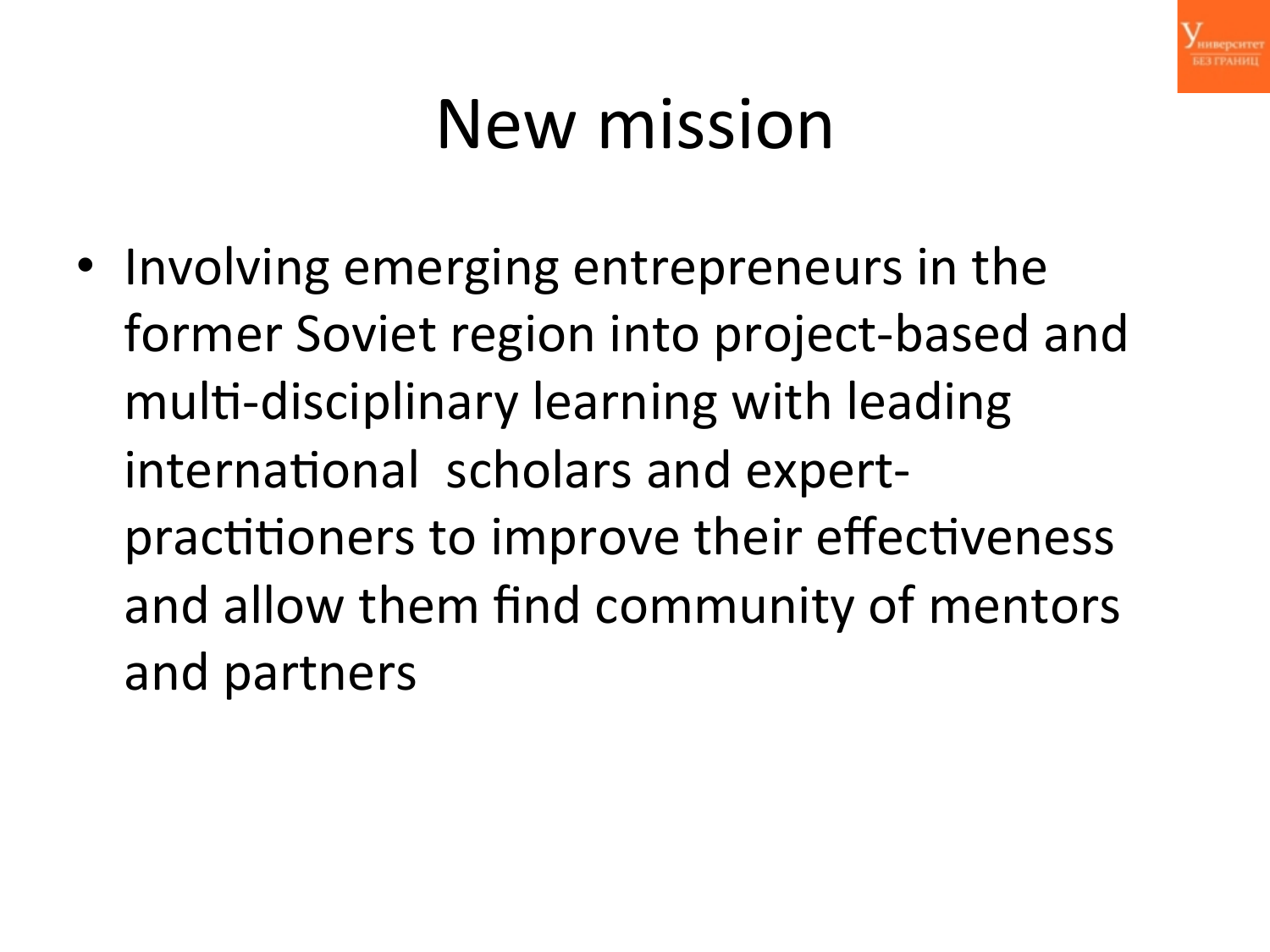# New mission

- Involving emerging entrepreneurs in the former Soviet region into project-based and multi-disciplinary learning with leading international  scholars and expert-practitioners to improve their effectiveness and allow them find community of mentors and partners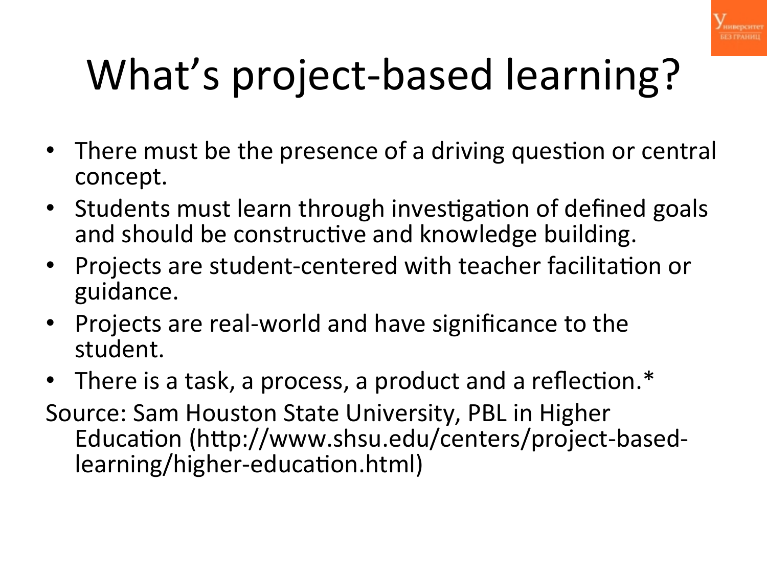# What's project-based learning?

- There must be the presence of a driving question or central concept.
- Students must learn through investigation of defined goals and should be constructive and knowledge building.
- Projects are student-centered with teacher facilitation or guidance.
- Projects are real-world and have significance to the student.
- There is a task, a process, a product and a reflection.*

Source: Sam Houston State University, PBL in Higher Education (http://www.shsu.edu/centers/project-based-learning/higher-education.html)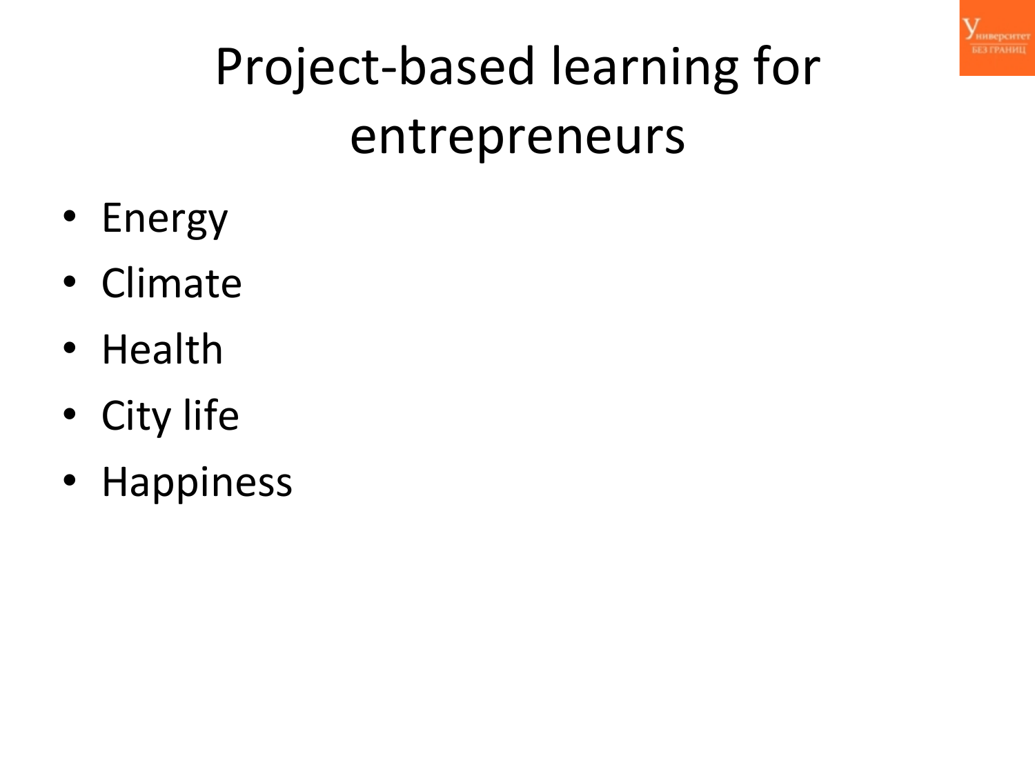# Project-based learning for entrepreneurs

- Energy
- Climate
- Health
- City life
- Happiness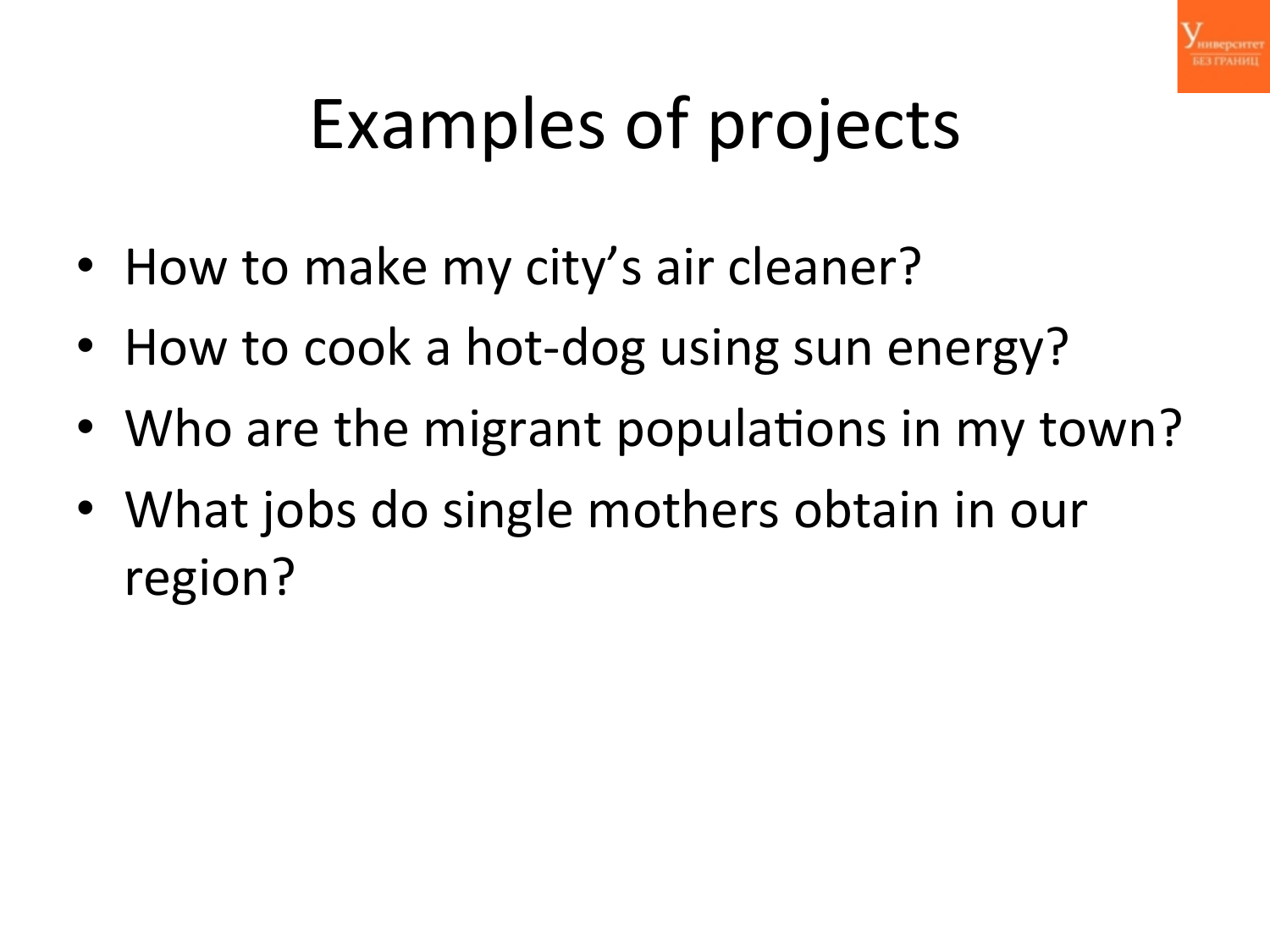# Examples of projects

- How to make my city's air cleaner?
- How to cook a hot-dog using sun energy?
- Who are the migrant populations in my town?
- What jobs do single mothers obtain in our region?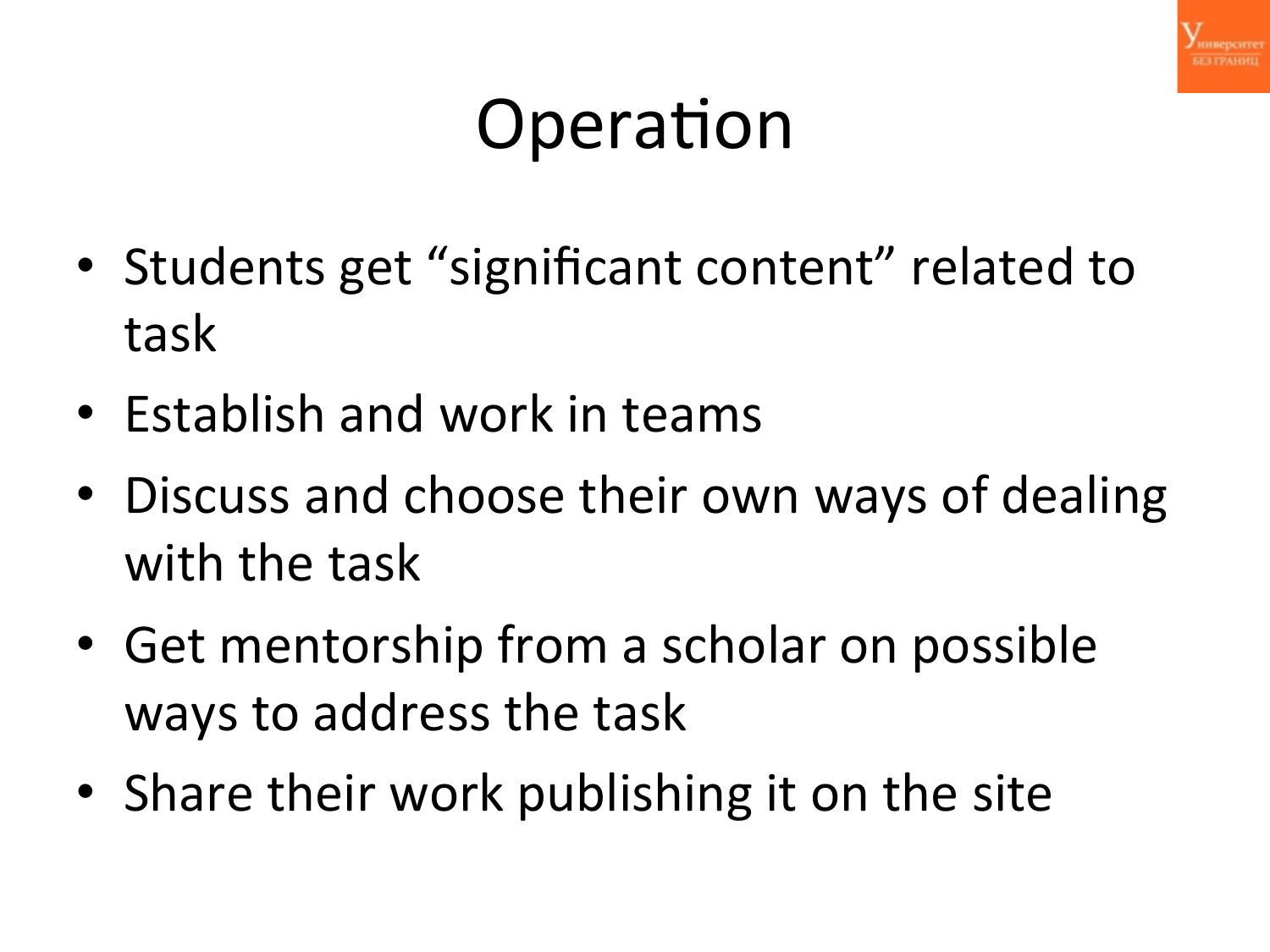# Operation

- Students get "significant content" related to task
- Establish and work in teams
- Discuss and choose their own ways of dealing with the task
- Get mentorship from a scholar on possible ways to address the task
- Share their work publishing it on the site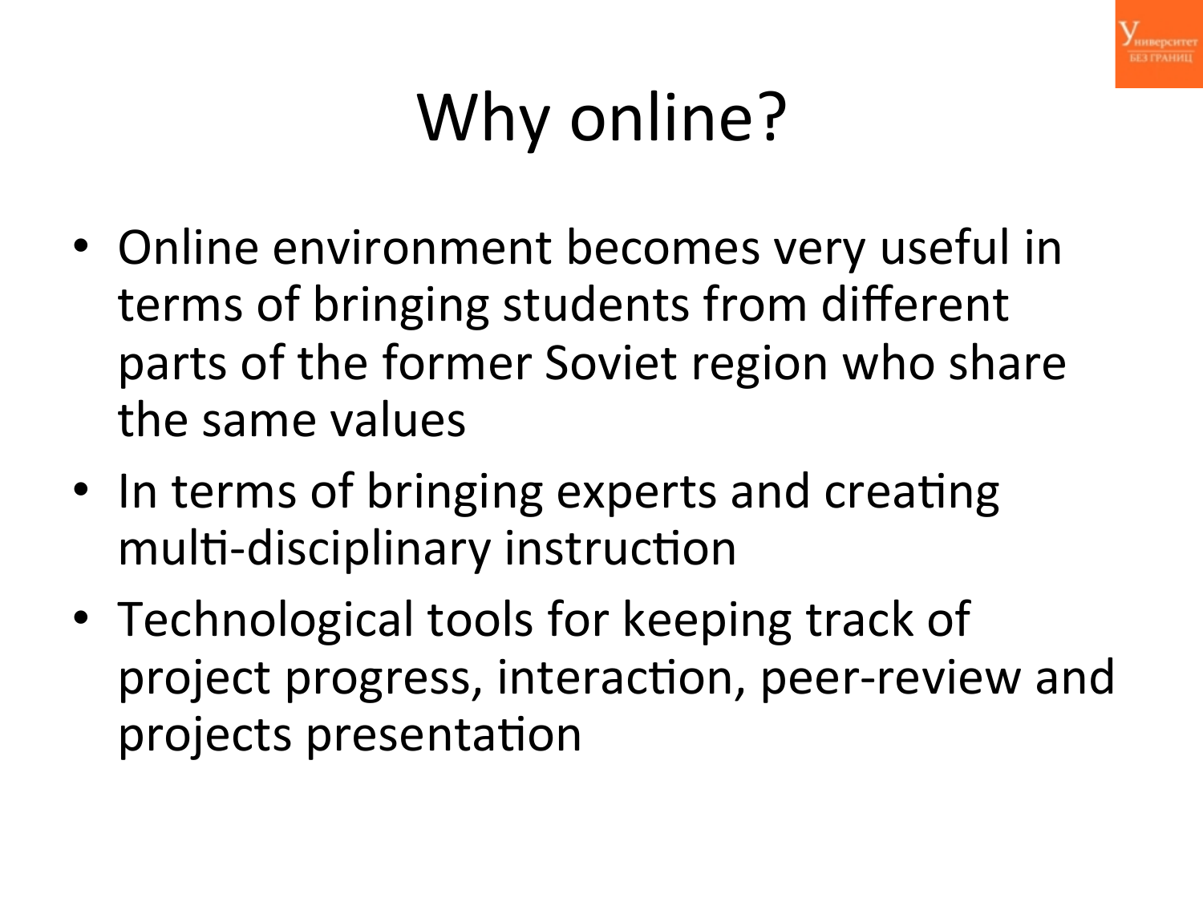# Why online?

- Online environment becomes very useful in terms of bringing students from different parts of the former Soviet region who share the same values
- In terms of bringing experts and creating multi-disciplinary instruction
- Technological tools for keeping track of project progress, interaction, peer-review and projects presentation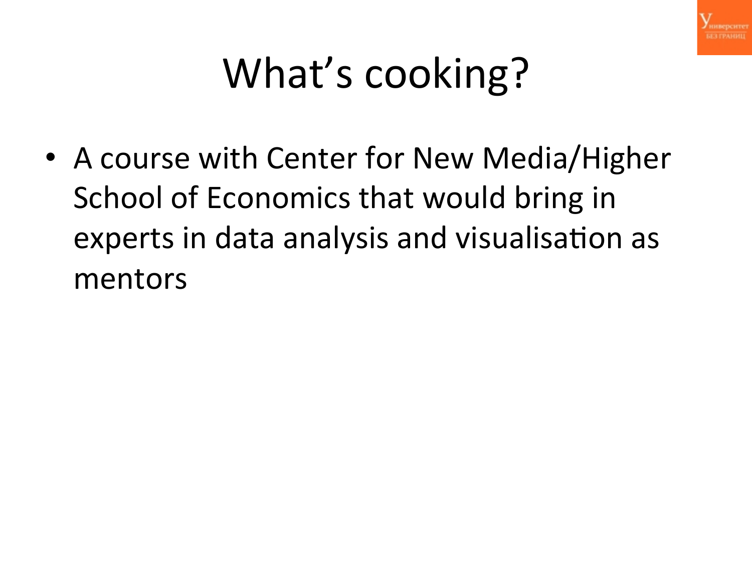# What's cooking?

- A course with Center for New Media/Higher School of Economics that would bring in experts in data analysis and visualisation as mentors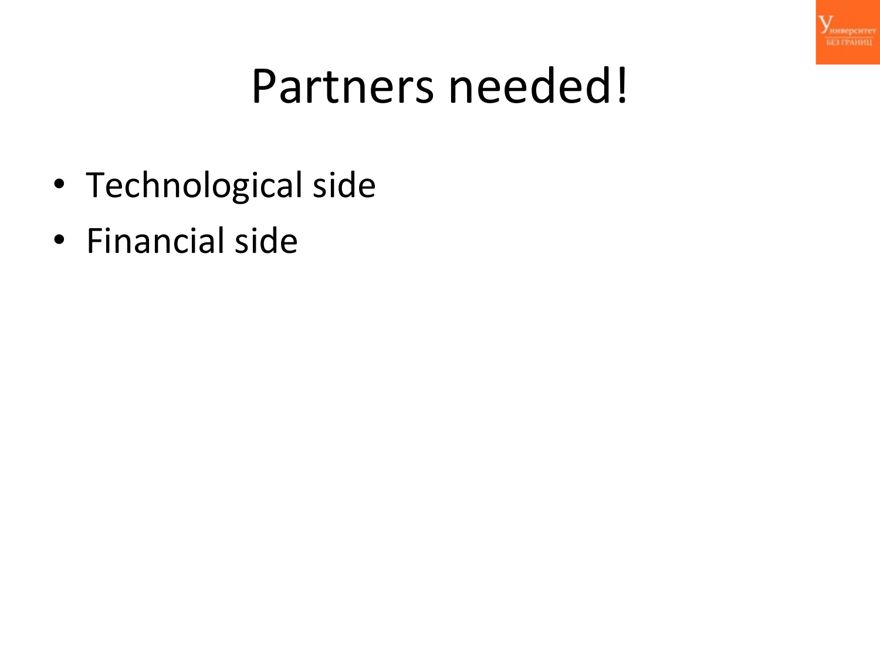# Partners needed!

- Technological side
- Financial side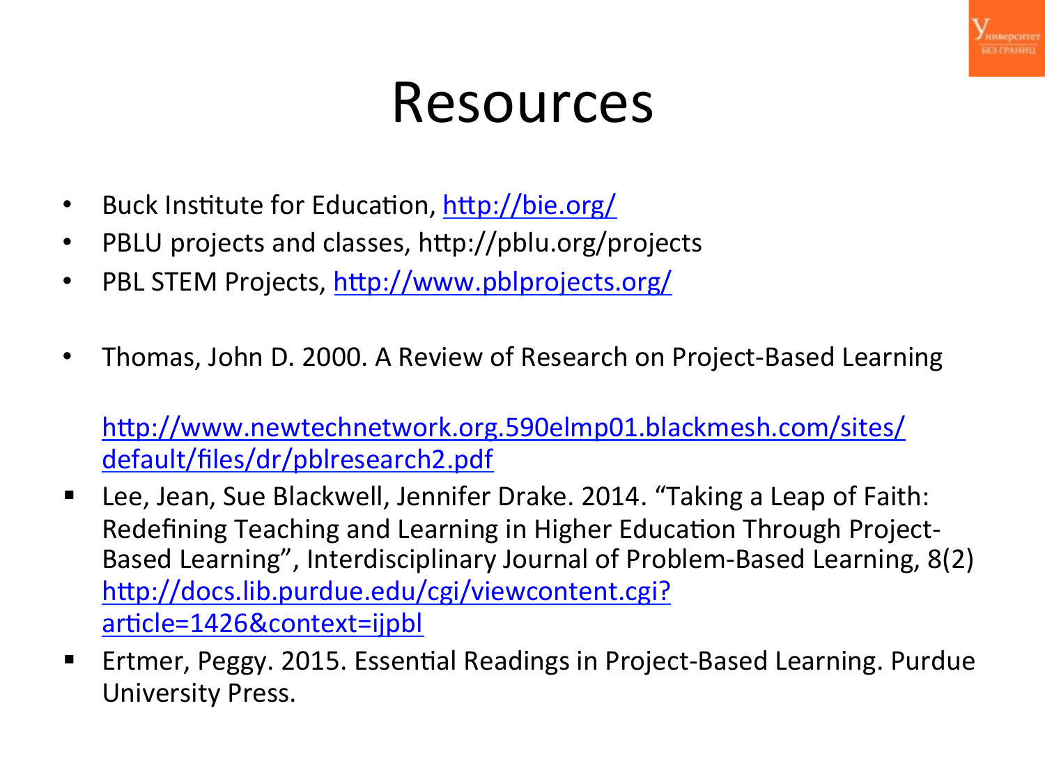# Resources

- Buck Institute for Education, http://bie.org/
- PBLU projects and classes, http://pblu.org/projects
- PBL STEM Projects, http://www.pblprojects.org/

- Thomas, John D. 2000. A Review of Research on Project-Based Learning

  http://www.newtechnetwork.org.590elmp01.blackmesh.com/sites/default/files/dr/pblresearch2.pdf

- Lee, Jean, Sue Blackwell, Jennifer Drake. 2014. "Taking a Leap of Faith: Redefining Teaching and Learning in Higher Education Through Project-Based Learning", Interdisciplinary Journal of Problem-Based Learning, 8(2) http://docs.lib.purdue.edu/cgi/viewcontent.cgi?article=1426&context=ijpbl
- Ertmer, Peggy. 2015. Essential Readings in Project-Based Learning. Purdue University Press.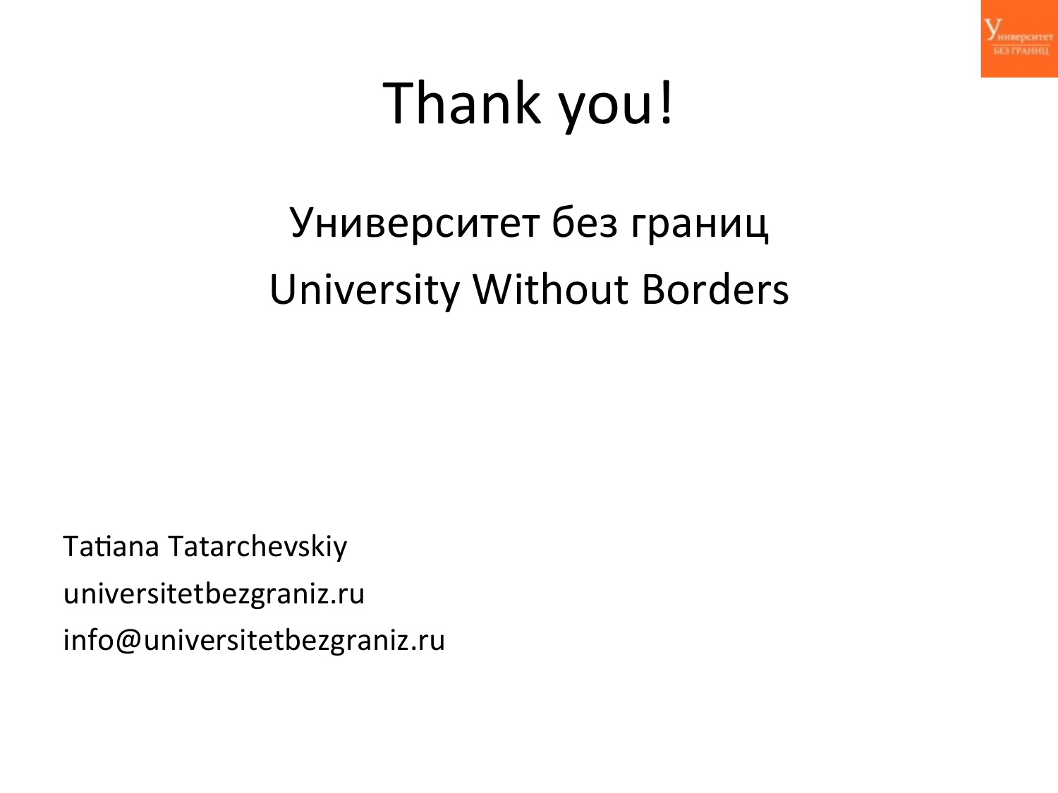# Thank you!

Университет без границ

University Without Borders

Tatiana Tatarchevskiy

universitetbezgraniz.ru

info@universitetbezgraniz.ru